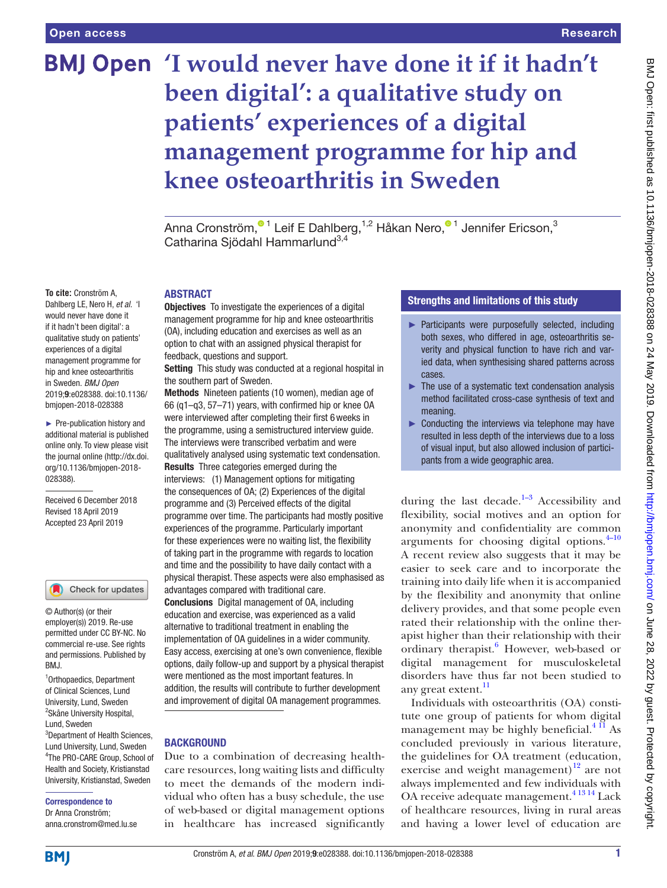# 'I would never have done it if it hadn't been digital': a qualitative study on patients' experiences of a digital management programme for hip and knee osteoarthritis in Sweden

Anna Cronström,[1] Leif E Dahlberg,[1,2] Håkan Nero,[1] Jennifer Ericson,[3] Catharina Sjödahl Hammarlund[3,4]

**To cite:** Cronström A, Dahlberg LE, Nero H, *et al*. 'I would never have done it if it hadn't been digital': a qualitative study on patients' experiences of a digital management programme for hip and knee osteoarthritis in Sweden. *BMJ Open* 2019;**9**:e028388. doi:10.1136/bmjopen-2018-028388

► Pre-publication history and additional material is published online only. To view please visit the journal online (http://dx.doi.org/10.1136/bmjopen-2018-028388).

Received 6 December 2018
Revised 18 April 2019
Accepted 23 April 2019

© Author(s) (or their employer(s)) 2019. Re-use permitted under CC BY-NC. No commercial re-use. See rights and permissions. Published by BMJ.

[1]Orthopaedics, Department of Clinical Sciences, Lund University, Lund, Sweden
[2]Skåne University Hospital, Lund, Sweden
[3]Department of Health Sciences, Lund University, Lund, Sweden
[4]The PRO-CARE Group, School of Health and Society, Kristianstad University, Kristianstad, Sweden

**Correspondence to**
Dr Anna Cronström;
anna.cronstrom@med.lu.se

## ABSTRACT

**Objectives** To investigate the experiences of a digital management programme for hip and knee osteoarthritis (OA), including education and exercises as well as an option to chat with an assigned physical therapist for feedback, questions and support.

**Setting** This study was conducted at a regional hospital in the southern part of Sweden.

**Methods** Nineteen patients (10 women), median age of 66 (q1–q3, 57–71) years, with confirmed hip or knee OA were interviewed after completing their first 6 weeks in the programme, using a semistructured interview guide. The interviews were transcribed verbatim and were qualitatively analysed using systematic text condensation.

**Results** Three categories emerged during the interviews: (1) Management options for mitigating the consequences of OA; (2) Experiences of the digital programme and (3) Perceived effects of the digital programme over time. The participants had mostly positive experiences of the programme. Particularly important for these experiences were no waiting list, the flexibility of taking part in the programme with regards to location and time and the possibility to have daily contact with a physical therapist. These aspects were also emphasised as advantages compared with traditional care.

**Conclusions** Digital management of OA, including education and exercise, was experienced as a valid alternative to traditional treatment in enabling the implementation of OA guidelines in a wider community. Easy access, exercising at one's own convenience, flexible options, daily follow-up and support by a physical therapist were mentioned as the most important features. In addition, the results will contribute to further development and improvement of digital OA management programmes.

## Strengths and limitations of this study

- ► Participants were purposefully selected, including both sexes, who differed in age, osteoarthritis severity and physical function to have rich and varied data, when synthesising shared patterns across cases.
- ► The use of a systematic text condensation analysis method facilitated cross-case synthesis of text and meaning.
- ► Conducting the interviews via telephone may have resulted in less depth of the interviews due to a loss of visual input, but also allowed inclusion of participants from a wide geographic area.

## BACKGROUND

Due to a combination of decreasing healthcare resources, long waiting lists and difficulty to meet the demands of the modern individual who often has a busy schedule, the use of web-based or digital management options in healthcare has increased significantly during the last decade.[1–3] Accessibility and flexibility, social motives and an option for anonymity and confidentiality are common arguments for choosing digital options.[4–10] A recent review also suggests that it may be easier to seek care and to incorporate the training into daily life when it is accompanied by the flexibility and anonymity that online delivery provides, and that some people even rated their relationship with the online therapist higher than their relationship with their ordinary therapist.[6] However, web-based or digital management for musculoskeletal disorders have thus far not been studied to any great extent.[11]

Individuals with osteoarthritis (OA) constitute one group of patients for whom digital management may be highly beneficial.[4 11] As concluded previously in various literature, the guidelines for OA treatment (education, exercise and weight management)[12] are not always implemented and few individuals with OA receive adequate management.[4 13 14] Lack of healthcare resources, living in rural areas and having a lower level of education are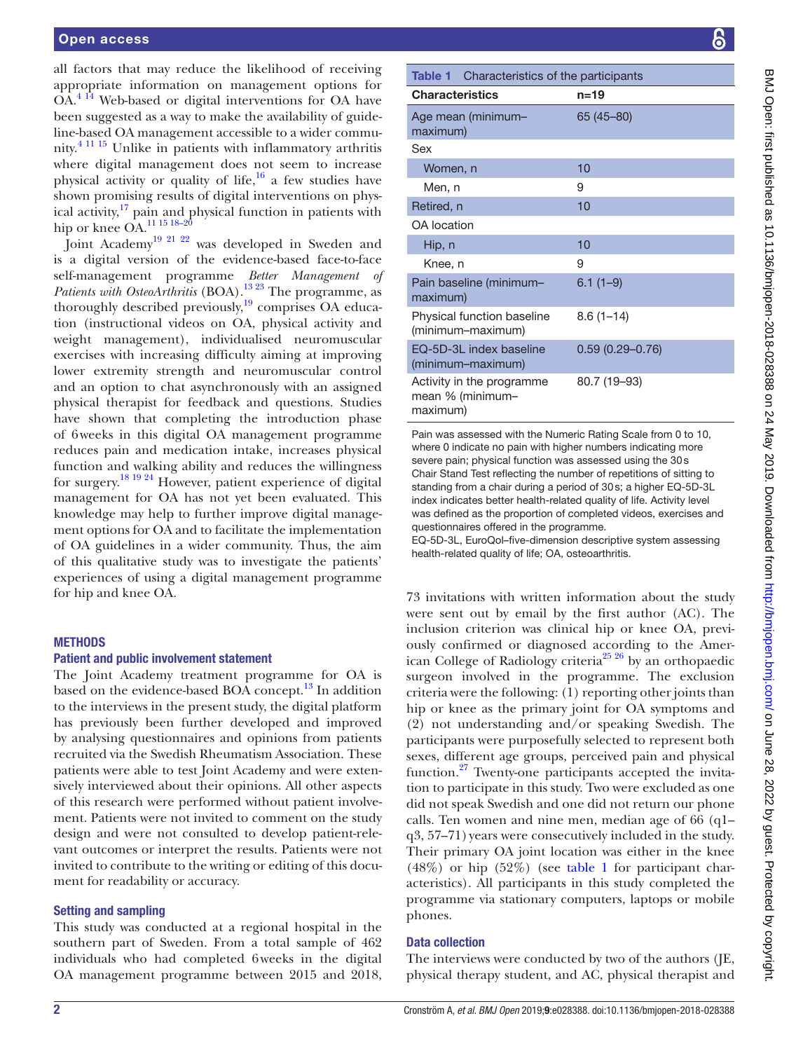all factors that may reduce the likelihood of receiving appropriate information on management options for OA.[4 14] Web-based or digital interventions for OA have been suggested as a way to make the availability of guideline-based OA management accessible to a wider community.[4 11 15] Unlike in patients with inflammatory arthritis where digital management does not seem to increase physical activity or quality of life,[16] a few studies have shown promising results of digital interventions on physical activity,[17] pain and physical function in patients with hip or knee OA.[11 15 18–20]

Joint Academy[19 21 22] was developed in Sweden and is a digital version of the evidence-based face-to-face self-management programme *Better Management of Patients with OsteoArthritis* (BOA).[13 23] The programme, as thoroughly described previously,[19] comprises OA education (instructional videos on OA, physical activity and weight management), individualised neuromuscular exercises with increasing difficulty aiming at improving lower extremity strength and neuromuscular control and an option to chat asynchronously with an assigned physical therapist for feedback and questions. Studies have shown that completing the introduction phase of 6weeks in this digital OA management programme reduces pain and medication intake, increases physical function and walking ability and reduces the willingness for surgery.[18 19 24] However, patient experience of digital management for OA has not yet been evaluated. This knowledge may help to further improve digital management options for OA and to facilitate the implementation of OA guidelines in a wider community. Thus, the aim of this qualitative study was to investigate the patients' experiences of using a digital management programme for hip and knee OA.

## METHODS

### Patient and public involvement statement

The Joint Academy treatment programme for OA is based on the evidence-based BOA concept.[13] In addition to the interviews in the present study, the digital platform has previously been further developed and improved by analysing questionnaires and opinions from patients recruited via the Swedish Rheumatism Association. These patients were able to test Joint Academy and were extensively interviewed about their opinions. All other aspects of this research were performed without patient involvement. Patients were not invited to comment on the study design and were not consulted to develop patient-relevant outcomes or interpret the results. Patients were not invited to contribute to the writing or editing of this document for readability or accuracy.

### Setting and sampling

This study was conducted at a regional hospital in the southern part of Sweden. From a total sample of 462 individuals who had completed 6weeks in the digital OA management programme between 2015 and 2018, 73 invitations with written information about the study were sent out by email by the first author (AC). The inclusion criterion was clinical hip or knee OA, previously confirmed or diagnosed according to the American College of Radiology criteria[25 26] by an orthopaedic surgeon involved in the programme. The exclusion criteria were the following: (1) reporting other joints than hip or knee as the primary joint for OA symptoms and (2) not understanding and/or speaking Swedish. The participants were purposefully selected to represent both sexes, different age groups, perceived pain and physical function.[27] Twenty-one participants accepted the invitation to participate in this study. Two were excluded as one did not speak Swedish and one did not return our phone calls. Ten women and nine men, median age of 66 (q1–q3, 57–71) years were consecutively included in the study. Their primary OA joint location was either in the knee (48%) or hip (52%) (see table 1 for participant characteristics). All participants in this study completed the programme via stationary computers, laptops or mobile phones.

**Table 1** Characteristics of the participants

| Characteristics | n=19 |
|---|---|
| Age mean (minimum–maximum) | 65 (45–80) |
| Sex | |
| Women, n | 10 |
| Men, n | 9 |
| Retired, n | 10 |
| OA location | |
| Hip, n | 10 |
| Knee, n | 9 |
| Pain baseline (minimum–maximum) | 6.1 (1–9) |
| Physical function baseline (minimum–maximum) | 8.6 (1–14) |
| EQ-5D-3L index baseline (minimum–maximum) | 0.59 (0.29–0.76) |
| Activity in the programme mean % (minimum–maximum) | 80.7 (19–93) |

Pain was assessed with the Numeric Rating Scale from 0 to 10, where 0 indicate no pain with higher numbers indicating more severe pain; physical function was assessed using the 30s Chair Stand Test reflecting the number of repetitions of sitting to standing from a chair during a period of 30s; a higher EQ-5D-3L index indicates better health-related quality of life. Activity level was defined as the proportion of completed videos, exercises and questionnaires offered in the programme.
EQ-5D-3L, EuroQol–five-dimension descriptive system assessing health-related quality of life; OA, osteoarthritis.

### Data collection

The interviews were conducted by two of the authors (JE, physical therapy student, and AC, physical therapist and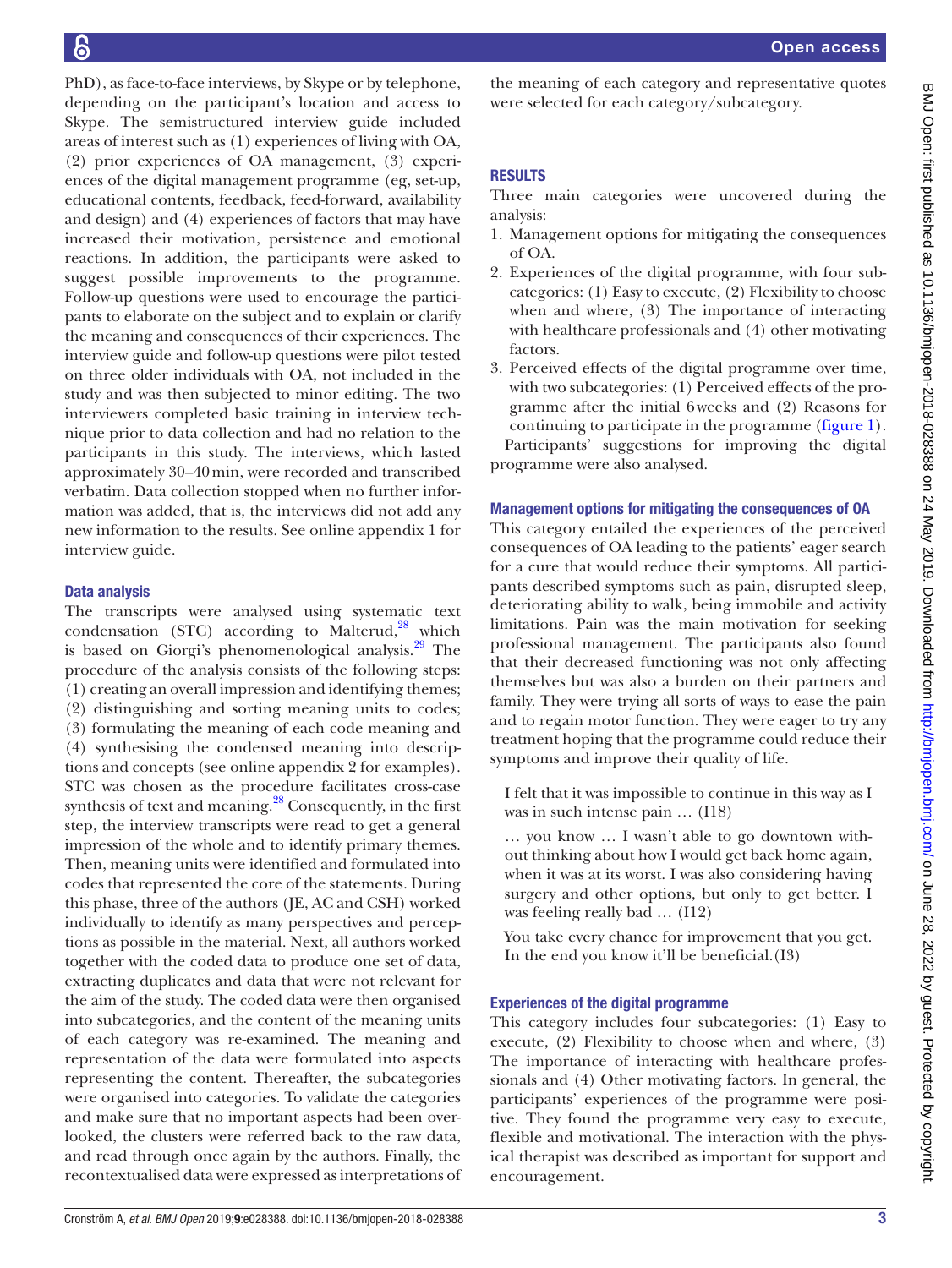PhD), as face-to-face interviews, by Skype or by telephone, depending on the participant's location and access to Skype. The semistructured interview guide included areas of interest such as (1) experiences of living with OA, (2) prior experiences of OA management, (3) experiences of the digital management programme (eg, set-up, educational contents, feedback, feed-forward, availability and design) and (4) experiences of factors that may have increased their motivation, persistence and emotional reactions. In addition, the participants were asked to suggest possible improvements to the programme. Follow-up questions were used to encourage the participants to elaborate on the subject and to explain or clarify the meaning and consequences of their experiences. The interview guide and follow-up questions were pilot tested on three older individuals with OA, not included in the study and was then subjected to minor editing. The two interviewers completed basic training in interview technique prior to data collection and had no relation to the participants in this study. The interviews, which lasted approximately 30–40 min, were recorded and transcribed verbatim. Data collection stopped when no further information was added, that is, the interviews did not add any new information to the results. See online appendix 1 for interview guide.

### Data analysis

The transcripts were analysed using systematic text condensation (STC) according to Malterud,[28] which is based on Giorgi's phenomenological analysis.[29] The procedure of the analysis consists of the following steps: (1) creating an overall impression and identifying themes; (2) distinguishing and sorting meaning units to codes; (3) formulating the meaning of each code meaning and (4) synthesising the condensed meaning into descriptions and concepts (see online appendix 2 for examples). STC was chosen as the procedure facilitates cross-case synthesis of text and meaning.[28] Consequently, in the first step, the interview transcripts were read to get a general impression of the whole and to identify primary themes. Then, meaning units were identified and formulated into codes that represented the core of the statements. During this phase, three of the authors (JE, AC and CSH) worked individually to identify as many perspectives and perceptions as possible in the material. Next, all authors worked together with the coded data to produce one set of data, extracting duplicates and data that were not relevant for the aim of the study. The coded data were then organised into subcategories, and the content of the meaning units of each category was re-examined. The meaning and representation of the data were formulated into aspects representing the content. Thereafter, the subcategories were organised into categories. To validate the categories and make sure that no important aspects had been overlooked, the clusters were referred back to the raw data, and read through once again by the authors. Finally, the recontextualised data were expressed as interpretations of the meaning of each category and representative quotes were selected for each category/subcategory.

## RESULTS

Three main categories were uncovered during the analysis:

1. Management options for mitigating the consequences of OA.
2. Experiences of the digital programme, with four subcategories: (1) Easy to execute, (2) Flexibility to choose when and where, (3) The importance of interacting with healthcare professionals and (4) other motivating factors.
3. Perceived effects of the digital programme over time, with two subcategories: (1) Perceived effects of the programme after the initial 6 weeks and (2) Reasons for continuing to participate in the programme (figure 1).

Participants' suggestions for improving the digital programme were also analysed.

### Management options for mitigating the consequences of OA

This category entailed the experiences of the perceived consequences of OA leading to the patients' eager search for a cure that would reduce their symptoms. All participants described symptoms such as pain, disrupted sleep, deteriorating ability to walk, being immobile and activity limitations. Pain was the main motivation for seeking professional management. The participants also found that their decreased functioning was not only affecting themselves but was also a burden on their partners and family. They were trying all sorts of ways to ease the pain and to regain motor function. They were eager to try any treatment hoping that the programme could reduce their symptoms and improve their quality of life.

> I felt that it was impossible to continue in this way as I was in such intense pain … (I18)

> … you know … I wasn't able to go downtown without thinking about how I would get back home again, when it was at its worst. I was also considering having surgery and other options, but only to get better. I was feeling really bad … (I12)

> You take every chance for improvement that you get. In the end you know it'll be beneficial.(I3)

### Experiences of the digital programme

This category includes four subcategories: (1) Easy to execute, (2) Flexibility to choose when and where, (3) The importance of interacting with healthcare professionals and (4) Other motivating factors. In general, the participants' experiences of the programme were positive. They found the programme very easy to execute, flexible and motivational. The interaction with the physical therapist was described as important for support and encouragement.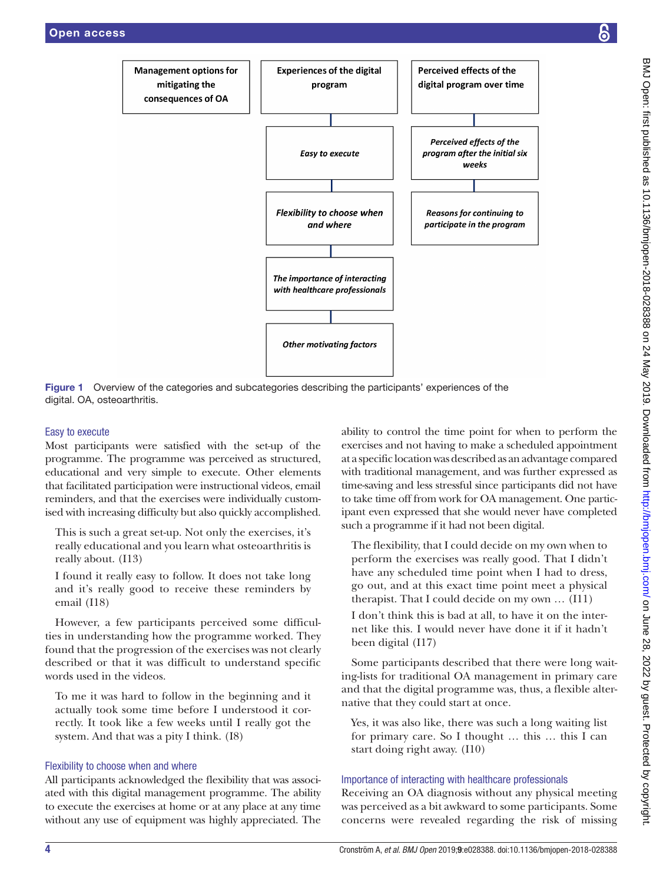| Management options for mitigating the consequences of OA | Experiences of the digital program | Perceived effects of the digital program over time |
|---|---|---|
| | *Easy to execute* | *Perceived effects of the program after the initial six weeks* |
| | *Flexibility to choose when and where* | *Reasons for continuing to participate in the program* |
| | *The importance of interacting with healthcare professionals* | |
| | *Other motivating factors* | |

**Figure 1** Overview of the categories and subcategories describing the participants' experiences of the digital. OA, osteoarthritis.

### Easy to execute

Most participants were satisfied with the set-up of the programme. The programme was perceived as structured, educational and very simple to execute. Other elements that facilitated participation were instructional videos, email reminders, and that the exercises were individually customised with increasing difficulty but also quickly accomplished.

> This is such a great set-up. Not only the exercises, it's really educational and you learn what osteoarthritis is really about. (I13)

> I found it really easy to follow. It does not take long and it's really good to receive these reminders by email (I18)

However, a few participants perceived some difficulties in understanding how the programme worked. They found that the progression of the exercises was not clearly described or that it was difficult to understand specific words used in the videos.

> To me it was hard to follow in the beginning and it actually took some time before I understood it correctly. It took like a few weeks until I really got the system. And that was a pity I think. (I8)

### Flexibility to choose when and where

All participants acknowledged the flexibility that was associated with this digital management programme. The ability to execute the exercises at home or at any place at any time without any use of equipment was highly appreciated. The ability to control the time point for when to perform the exercises and not having to make a scheduled appointment at a specific location was described as an advantage compared with traditional management, and was further expressed as time-saving and less stressful since participants did not have to take time off from work for OA management. One participant even expressed that she would never have completed such a programme if it had not been digital.

> The flexibility, that I could decide on my own when to perform the exercises was really good. That I didn't have any scheduled time point when I had to dress, go out, and at this exact time point meet a physical therapist. That I could decide on my own … (I11)

> I don't think this is bad at all, to have it on the internet like this. I would never have done it if it hadn't been digital (I17)

Some participants described that there were long waiting-lists for traditional OA management in primary care and that the digital programme was, thus, a flexible alternative that they could start at once.

> Yes, it was also like, there was such a long waiting list for primary care. So I thought … this … this I can start doing right away. (I10)

### Importance of interacting with healthcare professionals

Receiving an OA diagnosis without any physical meeting was perceived as a bit awkward to some participants. Some concerns were revealed regarding the risk of missing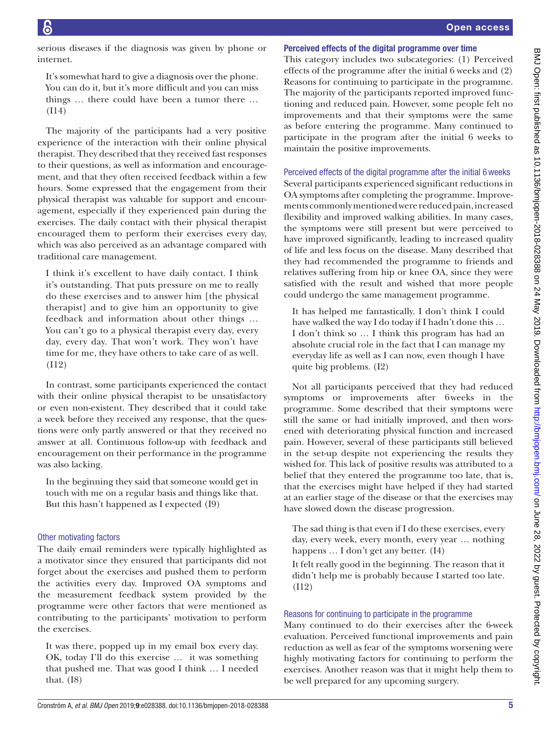serious diseases if the diagnosis was given by phone or internet.

> It's somewhat hard to give a diagnosis over the phone. You can do it, but it's more difficult and you can miss things … there could have been a tumor there … (I14)

The majority of the participants had a very positive experience of the interaction with their online physical therapist. They described that they received fast responses to their questions, as well as information and encouragement, and that they often received feedback within a few hours. Some expressed that the engagement from their physical therapist was valuable for support and encouragement, especially if they experienced pain during the exercises. The daily contact with their physical therapist encouraged them to perform their exercises every day, which was also perceived as an advantage compared with traditional care management.

> I think it's excellent to have daily contact. I think it's outstanding. That puts pressure on me to really do these exercises and to answer him [the physical therapist] and to give him an opportunity to give feedback and information about other things … You can't go to a physical therapist every day, every day, every day. That won't work. They won't have time for me, they have others to take care of as well. (I12)

In contrast, some participants experienced the contact with their online physical therapist to be unsatisfactory or even non-existent. They described that it could take a week before they received any response, that the questions were only partly answered or that they received no answer at all. Continuous follow-up with feedback and encouragement on their performance in the programme was also lacking.

> In the beginning they said that someone would get in touch with me on a regular basis and things like that. But this hasn't happened as I expected (I9)

### Other motivating factors

The daily email reminders were typically highlighted as a motivator since they ensured that participants did not forget about the exercises and pushed them to perform the activities every day. Improved OA symptoms and the measurement feedback system provided by the programme were other factors that were mentioned as contributing to the participants' motivation to perform the exercises.

> It was there, popped up in my email box every day. OK, today I'll do this exercise … it was something that pushed me. That was good I think … I needed that. (I8)

## Perceived effects of the digital programme over time

This category includes two subcategories: (1) Perceived effects of the programme after the initial 6 weeks and (2) Reasons for continuing to participate in the programme. The majority of the participants reported improved functioning and reduced pain. However, some people felt no improvements and that their symptoms were the same as before entering the programme. Many continued to participate in the program after the initial 6 weeks to maintain the positive improvements.

### Perceived effects of the digital programme after the initial 6 weeks

Several participants experienced significant reductions in OA symptoms after completing the programme. Improvements commonly mentioned were reduced pain, increased flexibility and improved walking abilities. In many cases, the symptoms were still present but were perceived to have improved significantly, leading to increased quality of life and less focus on the disease. Many described that they had recommended the programme to friends and relatives suffering from hip or knee OA, since they were satisfied with the result and wished that more people could undergo the same management programme.

> It has helped me fantastically. I don't think I could have walked the way I do today if I hadn't done this … I don't think so … I think this program has had an absolute crucial role in the fact that I can manage my everyday life as well as I can now, even though I have quite big problems. (I2)

Not all participants perceived that they had reduced symptoms or improvements after 6 weeks in the programme. Some described that their symptoms were still the same or had initially improved, and then worsened with deteriorating physical function and increased pain. However, several of these participants still believed in the set-up despite not experiencing the results they wished for. This lack of positive results was attributed to a belief that they entered the programme too late, that is, that the exercises might have helped if they had started at an earlier stage of the disease or that the exercises may have slowed down the disease progression.

> The sad thing is that even if I do these exercises, every day, every week, every month, every year … nothing happens … I don't get any better. (I4)
>
> It felt really good in the beginning. The reason that it didn't help me is probably because I started too late. (I12)

### Reasons for continuing to participate in the programme

Many continued to do their exercises after the 6-week evaluation. Perceived functional improvements and pain reduction as well as fear of the symptoms worsening were highly motivating factors for continuing to perform the exercises. Another reason was that it might help them to be well prepared for any upcoming surgery.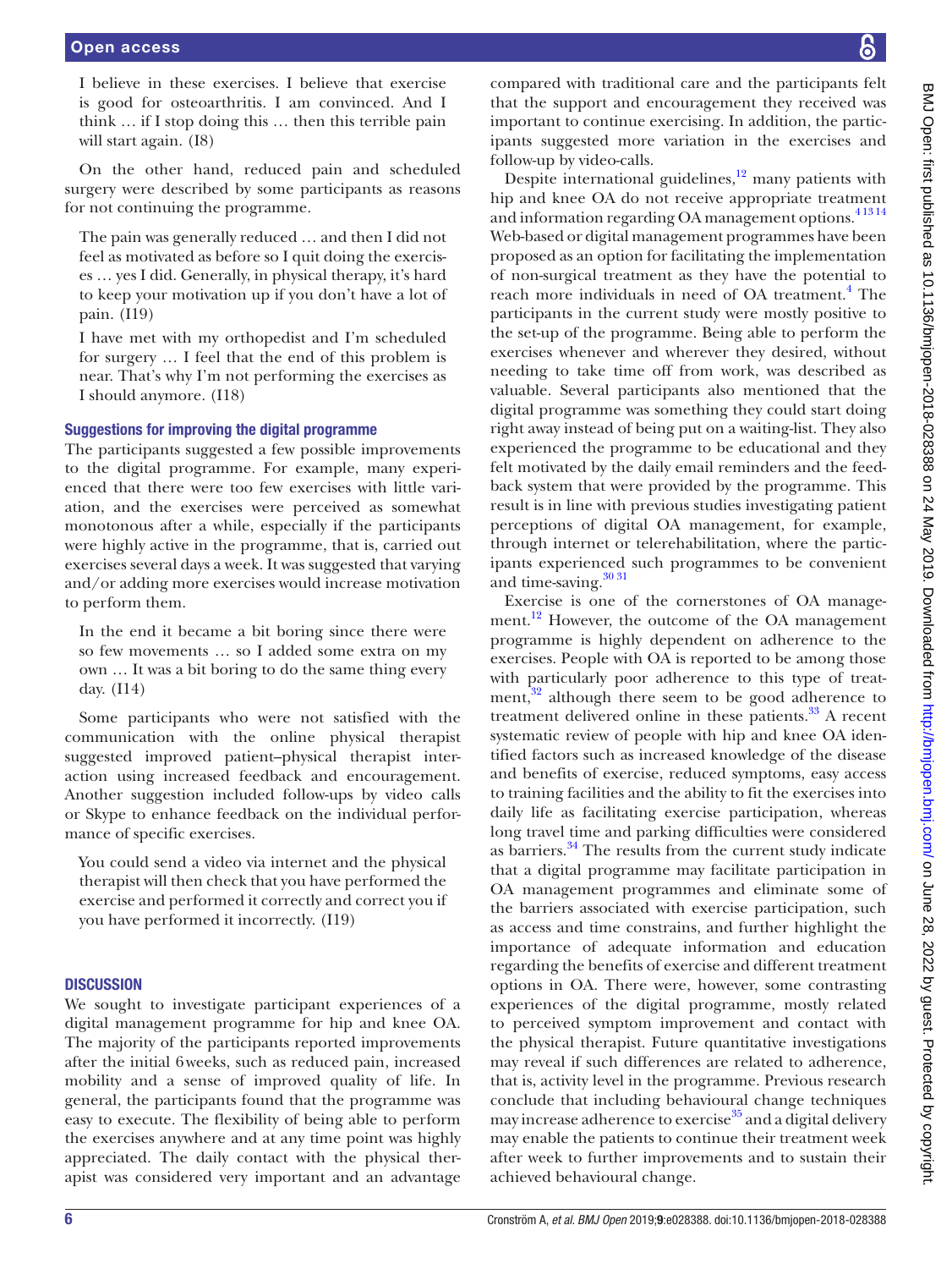I believe in these exercises. I believe that exercise is good for osteoarthritis. I am convinced. And I think … if I stop doing this … then this terrible pain will start again. (I8)

On the other hand, reduced pain and scheduled surgery were described by some participants as reasons for not continuing the programme.

The pain was generally reduced … and then I did not feel as motivated as before so I quit doing the exercises … yes I did. Generally, in physical therapy, it's hard to keep your motivation up if you don't have a lot of pain. (I19)

I have met with my orthopedist and I'm scheduled for surgery … I feel that the end of this problem is near. That's why I'm not performing the exercises as I should anymore. (I18)

### Suggestions for improving the digital programme

The participants suggested a few possible improvements to the digital programme. For example, many experienced that there were too few exercises with little variation, and the exercises were perceived as somewhat monotonous after a while, especially if the participants were highly active in the programme, that is, carried out exercises several days a week. It was suggested that varying and/or adding more exercises would increase motivation to perform them.

In the end it became a bit boring since there were so few movements … so I added some extra on my own … It was a bit boring to do the same thing every day. (I14)

Some participants who were not satisfied with the communication with the online physical therapist suggested improved patient–physical therapist interaction using increased feedback and encouragement. Another suggestion included follow-ups by video calls or Skype to enhance feedback on the individual performance of specific exercises.

You could send a video via internet and the physical therapist will then check that you have performed the exercise and performed it correctly and correct you if you have performed it incorrectly. (I19)

## DISCUSSION

We sought to investigate participant experiences of a digital management programme for hip and knee OA. The majority of the participants reported improvements after the initial 6 weeks, such as reduced pain, increased mobility and a sense of improved quality of life. In general, the participants found that the programme was easy to execute. The flexibility of being able to perform the exercises anywhere and at any time point was highly appreciated. The daily contact with the physical therapist was considered very important and an advantage compared with traditional care and the participants felt that the support and encouragement they received was important to continue exercising. In addition, the participants suggested more variation in the exercises and follow-up by video-calls.

Despite international guidelines,[12] many patients with hip and knee OA do not receive appropriate treatment and information regarding OA management options.[4 13 14] Web-based or digital management programmes have been proposed as an option for facilitating the implementation of non-surgical treatment as they have the potential to reach more individuals in need of OA treatment.[4] The participants in the current study were mostly positive to the set-up of the programme. Being able to perform the exercises whenever and wherever they desired, without needing to take time off from work, was described as valuable. Several participants also mentioned that the digital programme was something they could start doing right away instead of being put on a waiting-list. They also experienced the programme to be educational and they felt motivated by the daily email reminders and the feedback system that were provided by the programme. This result is in line with previous studies investigating patient perceptions of digital OA management, for example, through internet or telerehabilitation, where the participants experienced such programmes to be convenient and time-saving.[30 31]

Exercise is one of the cornerstones of OA management.[12] However, the outcome of the OA management programme is highly dependent on adherence to the exercises. People with OA is reported to be among those with particularly poor adherence to this type of treatment,[32] although there seem to be good adherence to treatment delivered online in these patients.[33] A recent systematic review of people with hip and knee OA identified factors such as increased knowledge of the disease and benefits of exercise, reduced symptoms, easy access to training facilities and the ability to fit the exercises into daily life as facilitating exercise participation, whereas long travel time and parking difficulties were considered as barriers.[34] The results from the current study indicate that a digital programme may facilitate participation in OA management programmes and eliminate some of the barriers associated with exercise participation, such as access and time constrains, and further highlight the importance of adequate information and education regarding the benefits of exercise and different treatment options in OA. There were, however, some contrasting experiences of the digital programme, mostly related to perceived symptom improvement and contact with the physical therapist. Future quantitative investigations may reveal if such differences are related to adherence, that is, activity level in the programme. Previous research conclude that including behavioural change techniques may increase adherence to exercise[35] and a digital delivery may enable the patients to continue their treatment week after week to further improvements and to sustain their achieved behavioural change.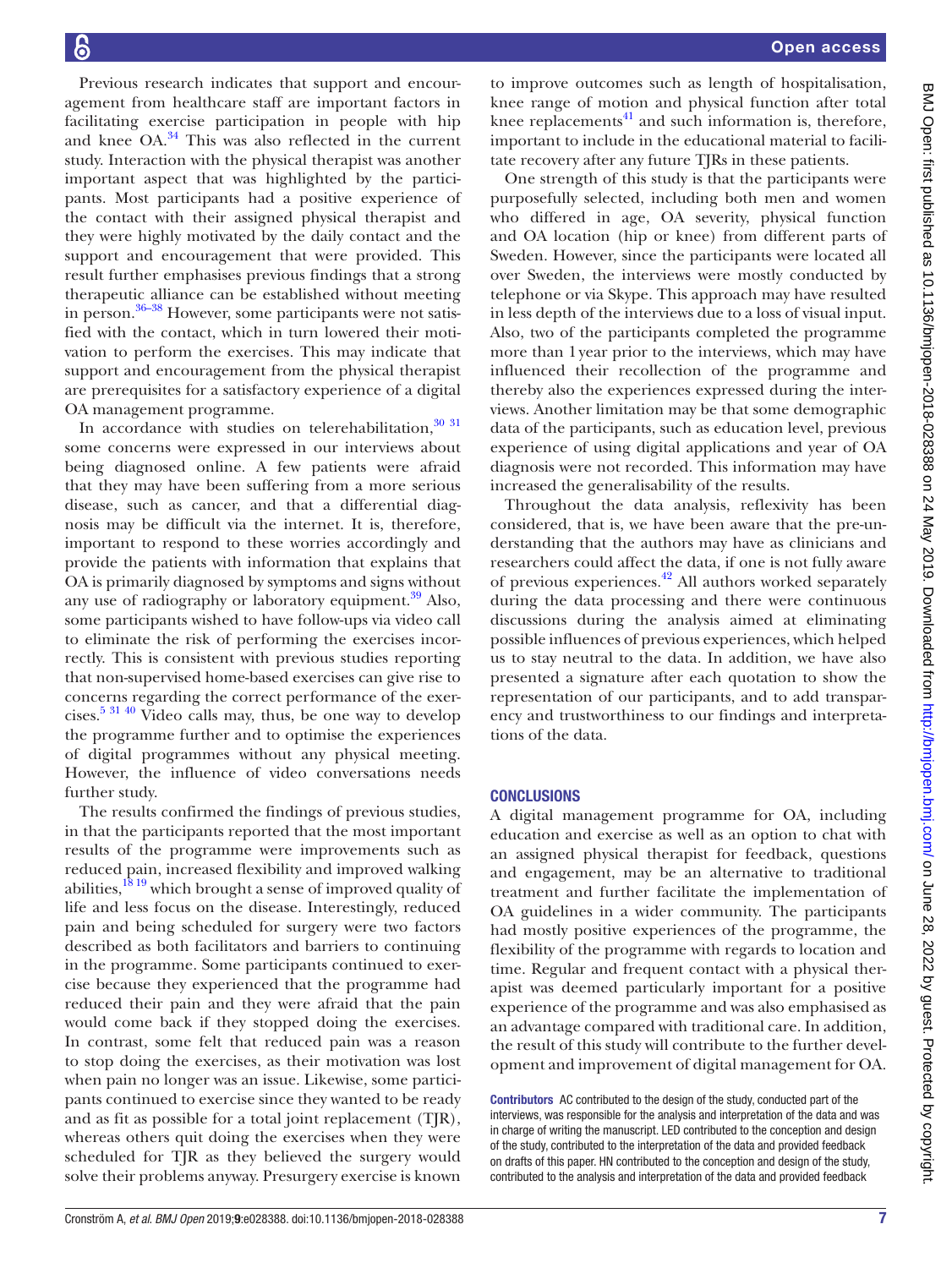Previous research indicates that support and encouragement from healthcare staff are important factors in facilitating exercise participation in people with hip and knee OA.[34] This was also reflected in the current study. Interaction with the physical therapist was another important aspect that was highlighted by the participants. Most participants had a positive experience of the contact with their assigned physical therapist and they were highly motivated by the daily contact and the support and encouragement that were provided. This result further emphasises previous findings that a strong therapeutic alliance can be established without meeting in person.[36–38] However, some participants were not satisfied with the contact, which in turn lowered their motivation to perform the exercises. This may indicate that support and encouragement from the physical therapist are prerequisites for a satisfactory experience of a digital OA management programme.

In accordance with studies on telerehabilitation,[30 31] some concerns were expressed in our interviews about being diagnosed online. A few patients were afraid that they may have been suffering from a more serious disease, such as cancer, and that a differential diagnosis may be difficult via the internet. It is, therefore, important to respond to these worries accordingly and provide the patients with information that explains that OA is primarily diagnosed by symptoms and signs without any use of radiography or laboratory equipment.[39] Also, some participants wished to have follow-ups via video call to eliminate the risk of performing the exercises incorrectly. This is consistent with previous studies reporting that non-supervised home-based exercises can give rise to concerns regarding the correct performance of the exercises.[5 31 40] Video calls may, thus, be one way to develop the programme further and to optimise the experiences of digital programmes without any physical meeting. However, the influence of video conversations needs further study.

The results confirmed the findings of previous studies, in that the participants reported that the most important results of the programme were improvements such as reduced pain, increased flexibility and improved walking abilities,[18 19] which brought a sense of improved quality of life and less focus on the disease. Interestingly, reduced pain and being scheduled for surgery were two factors described as both facilitators and barriers to continuing in the programme. Some participants continued to exercise because they experienced that the programme had reduced their pain and they were afraid that the pain would come back if they stopped doing the exercises. In contrast, some felt that reduced pain was a reason to stop doing the exercises, as their motivation was lost when pain no longer was an issue. Likewise, some participants continued to exercise since they wanted to be ready and as fit as possible for a total joint replacement (TJR), whereas others quit doing the exercises when they were scheduled for TJR as they believed the surgery would solve their problems anyway. Presurgery exercise is known to improve outcomes such as length of hospitalisation, knee range of motion and physical function after total knee replacements[41] and such information is, therefore, important to include in the educational material to facilitate recovery after any future TJRs in these patients.

One strength of this study is that the participants were purposefully selected, including both men and women who differed in age, OA severity, physical function and OA location (hip or knee) from different parts of Sweden. However, since the participants were located all over Sweden, the interviews were mostly conducted by telephone or via Skype. This approach may have resulted in less depth of the interviews due to a loss of visual input. Also, two of the participants completed the programme more than 1 year prior to the interviews, which may have influenced their recollection of the programme and thereby also the experiences expressed during the interviews. Another limitation may be that some demographic data of the participants, such as education level, previous experience of using digital applications and year of OA diagnosis were not recorded. This information may have increased the generalisability of the results.

Throughout the data analysis, reflexivity has been considered, that is, we have been aware that the pre-understanding that the authors may have as clinicians and researchers could affect the data, if one is not fully aware of previous experiences.[42] All authors worked separately during the data processing and there were continuous discussions during the analysis aimed at eliminating possible influences of previous experiences, which helped us to stay neutral to the data. In addition, we have also presented a signature after each quotation to show the representation of our participants, and to add transparency and trustworthiness to our findings and interpretations of the data.

## CONCLUSIONS

A digital management programme for OA, including education and exercise as well as an option to chat with an assigned physical therapist for feedback, questions and engagement, may be an alternative to traditional treatment and further facilitate the implementation of OA guidelines in a wider community. The participants had mostly positive experiences of the programme, the flexibility of the programme with regards to location and time. Regular and frequent contact with a physical therapist was deemed particularly important for a positive experience of the programme and was also emphasised as an advantage compared with traditional care. In addition, the result of this study will contribute to the further development and improvement of digital management for OA.

**Contributors** AC contributed to the design of the study, conducted part of the interviews, was responsible for the analysis and interpretation of the data and was in charge of writing the manuscript. LED contributed to the conception and design of the study, contributed to the interpretation of the data and provided feedback on drafts of this paper. HN contributed to the conception and design of the study, contributed to the analysis and interpretation of the data and provided feedback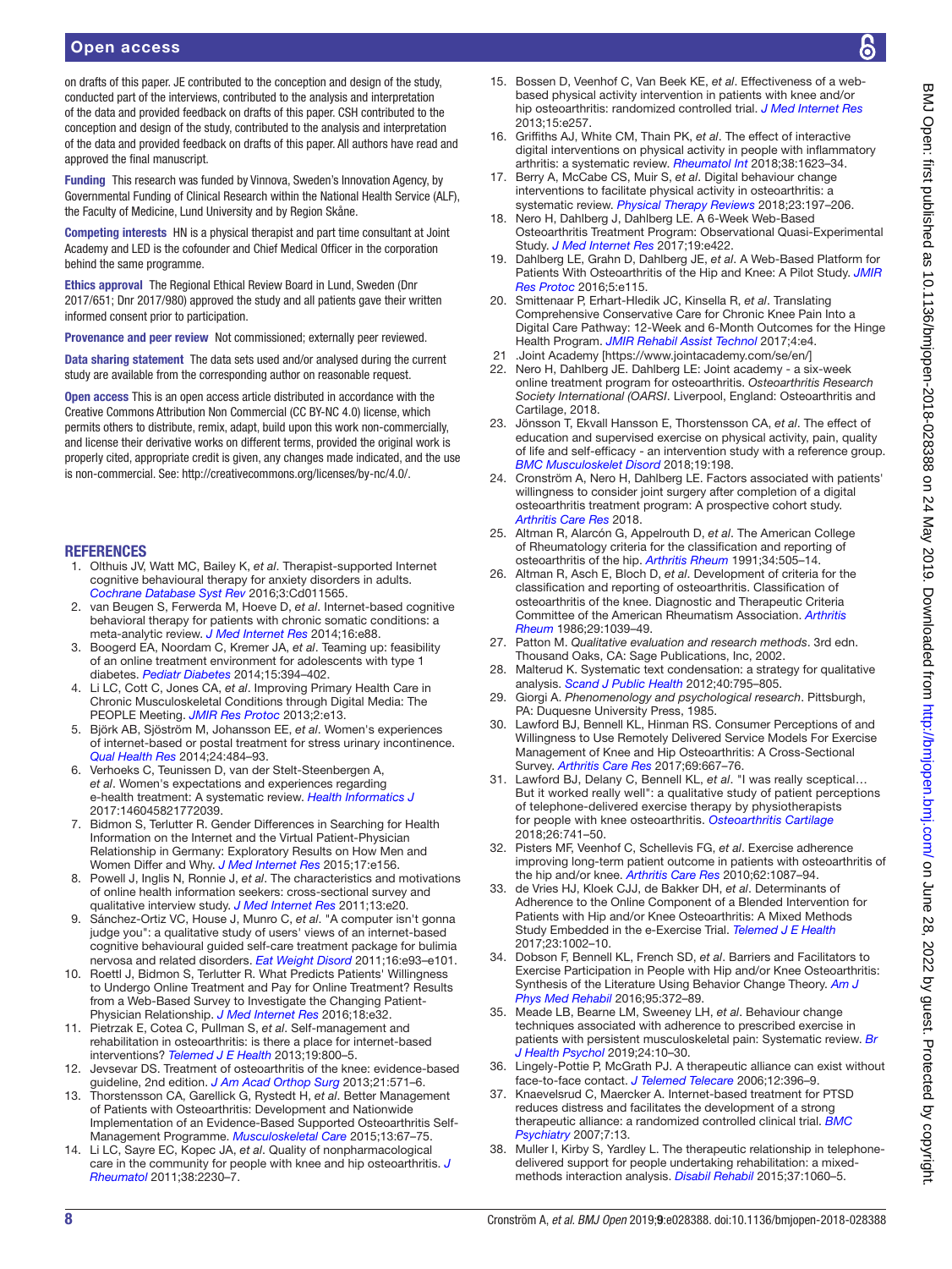on drafts of this paper. JE contributed to the conception and design of the study, conducted part of the interviews, contributed to the analysis and interpretation of the data and provided feedback on drafts of this paper. CSH contributed to the conception and design of the study, contributed to the analysis and interpretation of the data and provided feedback on drafts of this paper. All authors have read and approved the final manuscript.

**Funding** This research was funded by Vinnova, Sweden's Innovation Agency, by Governmental Funding of Clinical Research within the National Health Service (ALF), the Faculty of Medicine, Lund University and by Region Skåne.

**Competing interests** HN is a physical therapist and part time consultant at Joint Academy and LED is the cofounder and Chief Medical Officer in the corporation behind the same programme.

**Ethics approval** The Regional Ethical Review Board in Lund, Sweden (Dnr 2017/651; Dnr 2017/980) approved the study and all patients gave their written informed consent prior to participation.

**Provenance and peer review** Not commissioned; externally peer reviewed.

**Data sharing statement** The data sets used and/or analysed during the current study are available from the corresponding author on reasonable request.

**Open access** This is an open access article distributed in accordance with the Creative Commons Attribution Non Commercial (CC BY-NC 4.0) license, which permits others to distribute, remix, adapt, build upon this work non-commercially, and license their derivative works on different terms, provided the original work is properly cited, appropriate credit is given, any changes made indicated, and the use is non-commercial. See: http://creativecommons.org/licenses/by-nc/4.0/.

## REFERENCES

1. Olthuis JV, Watt MC, Bailey K, *et al*. Therapist-supported Internet cognitive behavioural therapy for anxiety disorders in adults. *Cochrane Database Syst Rev* 2016;3:Cd011565.
2. van Beugen S, Ferwerda M, Hoeve D, *et al*. Internet-based cognitive behavioral therapy for patients with chronic somatic conditions: a meta-analytic review. *J Med Internet Res* 2014;16:e88.
3. Boogerd EA, Noordam C, Kremer JA, *et al*. Teaming up: feasibility of an online treatment environment for adolescents with type 1 diabetes. *Pediatr Diabetes* 2014;15:394–402.
4. Li LC, Cott C, Jones CA, *et al*. Improving Primary Health Care in Chronic Musculoskeletal Conditions through Digital Media: The PEOPLE Meeting. *JMIR Res Protoc* 2013;2:e13.
5. Björk AB, Sjöström M, Johansson EE, *et al*. Women's experiences of internet-based or postal treatment for stress urinary incontinence. *Qual Health Res* 2014;24:484–93.
6. Verhoeks C, Teunissen D, van der Stelt-Steenbergen A, *et al*. Women's expectations and experiences regarding e-health treatment: A systematic review. *Health Informatics J* 2017:146045821772039.
7. Bidmon S, Terlutter R. Gender Differences in Searching for Health Information on the Internet and the Virtual Patient-Physician Relationship in Germany: Exploratory Results on How Men and Women Differ and Why. *J Med Internet Res* 2015;17:e156.
8. Powell J, Inglis N, Ronnie J, *et al*. The characteristics and motivations of online health information seekers: cross-sectional survey and qualitative interview study. *J Med Internet Res* 2011;13:e20.
9. Sánchez-Ortiz VC, House J, Munro C, *et al*. "A computer isn't gonna judge you": a qualitative study of users' views of an internet-based cognitive behavioural guided self-care treatment package for bulimia nervosa and related disorders. *Eat Weight Disord* 2011;16:e93–e101.
10. Roettl J, Bidmon S, Terlutter R. What Predicts Patients' Willingness to Undergo Online Treatment and Pay for Online Treatment? Results from a Web-Based Survey to Investigate the Changing Patient-Physician Relationship. *J Med Internet Res* 2016;18:e32.
11. Pietrzak E, Cotea C, Pullman S, *et al*. Self-management and rehabilitation in osteoarthritis: is there a place for internet-based interventions? *Telemed J E Health* 2013;19:800–5.
12. Jevsevar DS. Treatment of osteoarthritis of the knee: evidence-based guideline, 2nd edition. *J Am Acad Orthop Surg* 2013;21:571–6.
13. Thorstensson CA, Garellick G, Rystedt H, *et al*. Better Management of Patients with Osteoarthritis: Development and Nationwide Implementation of an Evidence-Based Supported Osteoarthritis Self-Management Programme. *Musculoskeletal Care* 2015;13:67–75.
14. Li LC, Sayre EC, Kopec JA, *et al*. Quality of nonpharmacological care in the community for people with knee and hip osteoarthritis. *J Rheumatol* 2011;38:2230–7.
15. Bossen D, Veenhof C, Van Beek KE, *et al*. Effectiveness of a web-based physical activity intervention in patients with knee and/or hip osteoarthritis: randomized controlled trial. *J Med Internet Res* 2013;15:e257.
16. Griffiths AJ, White CM, Thain PK, *et al*. The effect of interactive digital interventions on physical activity in people with inflammatory arthritis: a systematic review. *Rheumatol Int* 2018;38:1623–34.
17. Berry A, McCabe CS, Muir S, *et al*. Digital behaviour change interventions to facilitate physical activity in osteoarthritis: a systematic review. *Physical Therapy Reviews* 2018;23:197–206.
18. Nero H, Dahlberg J, Dahlberg LE. A 6-Week Web-Based Osteoarthritis Treatment Program: Observational Quasi-Experimental Study. *J Med Internet Res* 2017;19:e422.
19. Dahlberg LE, Grahn D, Dahlberg JE, *et al*. A Web-Based Platform for Patients With Osteoarthritis of the Hip and Knee: A Pilot Study. *JMIR Res Protoc* 2016;5:e115.
20. Smittenaar P, Erhart-Hledik JC, Kinsella R, *et al*. Translating Comprehensive Conservative Care for Chronic Knee Pain Into a Digital Care Pathway: 12-Week and 6-Month Outcomes for the Hinge Health Program. *JMIR Rehabil Assist Technol* 2017;4:e4.
21. .Joint Academy [https://www.jointacademy.com/se/en/]
22. Nero H, Dahlberg JE. Dahlberg LE: Joint academy - a six-week online treatment program for osteoarthritis. *Osteoarthritis Research Society International (OARSI*. Liverpool, England: Osteoarthritis and Cartilage, 2018.
23. Jönsson T, Ekvall Hansson E, Thorstensson CA, *et al*. The effect of education and supervised exercise on physical activity, pain, quality of life and self-efficacy - an intervention study with a reference group. *BMC Musculoskelet Disord* 2018;19:198.
24. Cronström A, Nero H, Dahlberg LE. Factors associated with patients' willingness to consider joint surgery after completion of a digital osteoarthritis treatment program: A prospective cohort study. *Arthritis Care Res* 2018.
25. Altman R, Alarcón G, Appelrouth D, *et al*. The American College of Rheumatology criteria for the classification and reporting of osteoarthritis of the hip. *Arthritis Rheum* 1991;34:505–14.
26. Altman R, Asch E, Bloch D, *et al*. Development of criteria for the classification and reporting of osteoarthritis. Classification of osteoarthritis of the knee. Diagnostic and Therapeutic Criteria Committee of the American Rheumatism Association. *Arthritis Rheum* 1986;29:1039–49.
27. Patton M. *Qualitative evaluation and research methods*. 3rd edn. Thousand Oaks, CA: Sage Publications, Inc, 2002.
28. Malterud K. Systematic text condensation: a strategy for qualitative analysis. *Scand J Public Health* 2012;40:795–805.
29. Giorgi A. *Phenomenology and psychological research*. Pittsburgh, PA: Duquesne University Press, 1985.
30. Lawford BJ, Bennell KL, Hinman RS. Consumer Perceptions of and Willingness to Use Remotely Delivered Service Models For Exercise Management of Knee and Hip Osteoarthritis: A Cross-Sectional Survey. *Arthritis Care Res* 2017;69:667–76.
31. Lawford BJ, Delany C, Bennell KL, *et al*. "I was really sceptical… But it worked really well": a qualitative study of patient perceptions of telephone-delivered exercise therapy by physiotherapists for people with knee osteoarthritis. *Osteoarthritis Cartilage* 2018;26:741–50.
32. Pisters MF, Veenhof C, Schellevis FG, *et al*. Exercise adherence improving long-term patient outcome in patients with osteoarthritis of the hip and/or knee. *Arthritis Care Res* 2010;62:1087–94.
33. de Vries HJ, Kloek CJJ, de Bakker DH, *et al*. Determinants of Adherence to the Online Component of a Blended Intervention for Patients with Hip and/or Knee Osteoarthritis: A Mixed Methods Study Embedded in the e-Exercise Trial. *Telemed J E Health* 2017;23:1002–10.
34. Dobson F, Bennell KL, French SD, *et al*. Barriers and Facilitators to Exercise Participation in People with Hip and/or Knee Osteoarthritis: Synthesis of the Literature Using Behavior Change Theory. *Am J Phys Med Rehabil* 2016;95:372–89.
35. Meade LB, Bearne LM, Sweeney LH, *et al*. Behaviour change techniques associated with adherence to prescribed exercise in patients with persistent musculoskeletal pain: Systematic review. *Br J Health Psychol* 2019;24:10–30.
36. Lingely-Pottie P, McGrath PJ. A therapeutic alliance can exist without face-to-face contact. *J Telemed Telecare* 2006;12:396–9.
37. Knaevelsrud C, Maercker A. Internet-based treatment for PTSD reduces distress and facilitates the development of a strong therapeutic alliance: a randomized controlled clinical trial. *BMC Psychiatry* 2007;7:13.
38. Muller I, Kirby S, Yardley L. The therapeutic relationship in telephone-delivered support for people undertaking rehabilitation: a mixed-methods interaction analysis. *Disabil Rehabil* 2015;37:1060–5.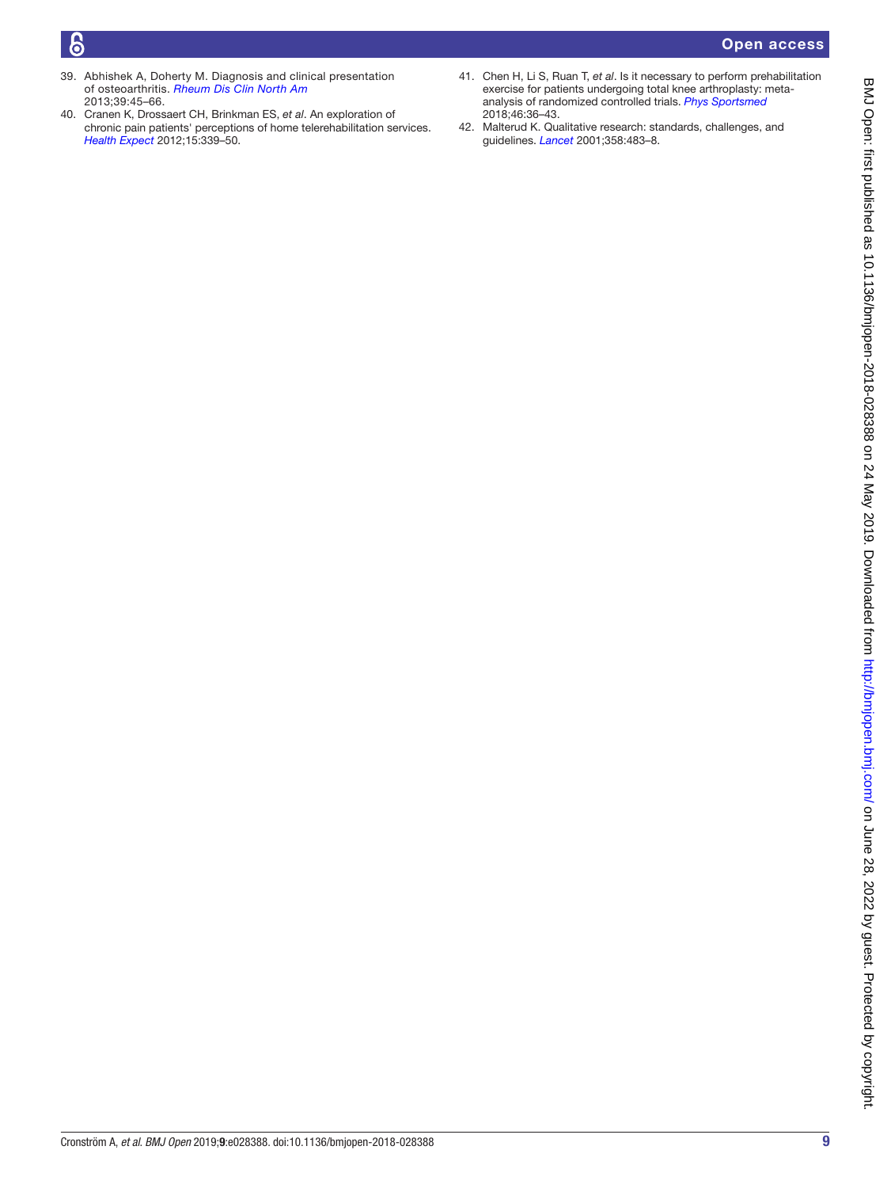39. Abhishek A, Doherty M. Diagnosis and clinical presentation of osteoarthritis. *Rheum Dis Clin North Am* 2013;39:45–66.
40. Cranen K, Drossaert CH, Brinkman ES, *et al*. An exploration of chronic pain patients' perceptions of home telerehabilitation services. *Health Expect* 2012;15:339–50.
41. Chen H, Li S, Ruan T, *et al*. Is it necessary to perform prehabilitation exercise for patients undergoing total knee arthroplasty: meta-analysis of randomized controlled trials. *Phys Sportsmed* 2018;46:36–43.
42. Malterud K. Qualitative research: standards, challenges, and guidelines. *Lancet* 2001;358:483–8.